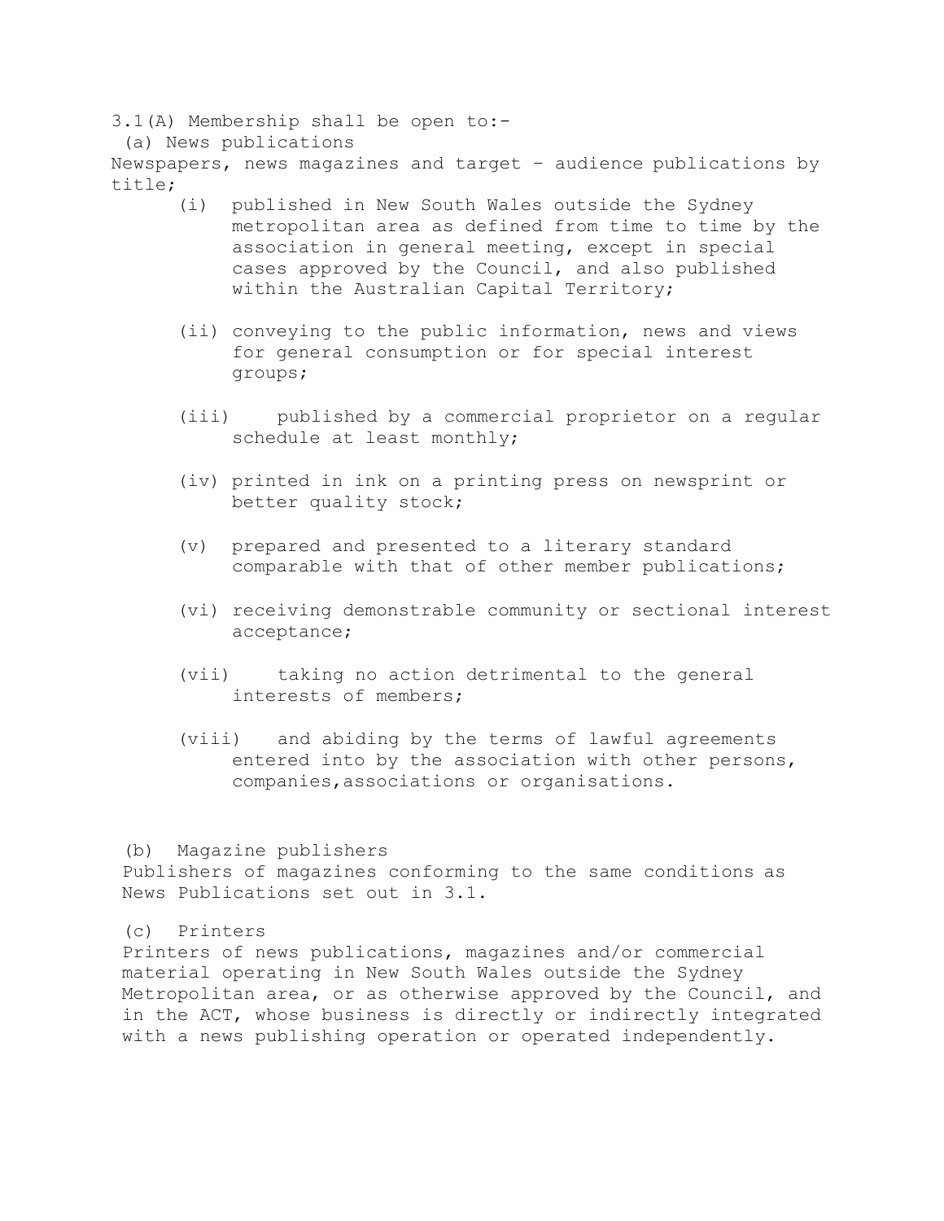3.1(A) Membership shall be open to:-

(a) News publications

Newspapers, news magazines and target - audience publications by title;

(i) published in New South Wales outside the Sydney metropolitan area as defined from time to time by the association in general meeting, except in special cases approved by the Council, and also published within the Australian Capital Territory;

(ii) conveying to the public information, news and views for general consumption or for special interest groups;

(iii) published by a commercial proprietor on a regular schedule at least monthly;

(iv) printed in ink on a printing press on newsprint or better quality stock;

(v) prepared and presented to a literary standard comparable with that of other member publications;

(vi) receiving demonstrable community or sectional interest acceptance;

(vii) taking no action detrimental to the general interests of members;

(viii) and abiding by the terms of lawful agreements entered into by the association with other persons, companies,associations or organisations.

(b) Magazine publishers

Publishers of magazines conforming to the same conditions as News Publications set out in 3.1.

(c) Printers

Printers of news publications, magazines and/or commercial material operating in New South Wales outside the Sydney Metropolitan area, or as otherwise approved by the Council, and in the ACT, whose business is directly or indirectly integrated with a news publishing operation or operated independently.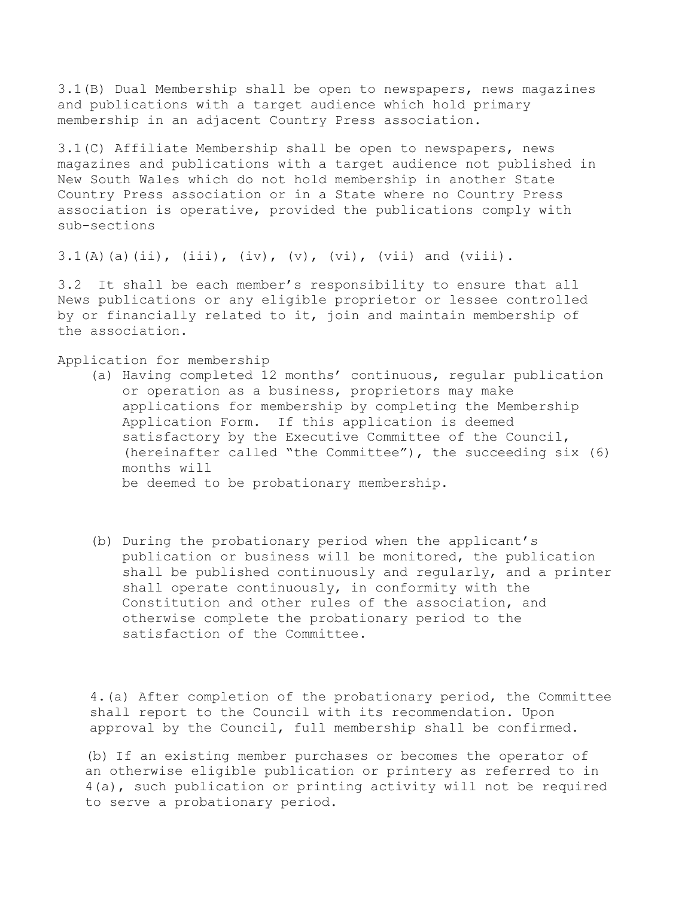3.1(B) Dual Membership shall be open to newspapers, news magazines and publications with a target audience which hold primary membership in an adjacent Country Press association.

3.1(C) Affiliate Membership shall be open to newspapers, news magazines and publications with a target audience not published in New South Wales which do not hold membership in another State Country Press association or in a State where no Country Press association is operative, provided the publications comply with sub-sections

3.1(A)(a)(ii), (iii), (iv), (v), (vi), (vii) and (viii).

3.2 It shall be each member's responsibility to ensure that all News publications or any eligible proprietor or lessee controlled by or financially related to it, join and maintain membership of the association.

Application for membership

(a) Having completed 12 months' continuous, regular publication or operation as a business, proprietors may make applications for membership by completing the Membership Application Form. If this application is deemed satisfactory by the Executive Committee of the Council, (hereinafter called "the Committee"), the succeeding six (6) months will be deemed to be probationary membership.

(b) During the probationary period when the applicant's publication or business will be monitored, the publication shall be published continuously and regularly, and a printer shall operate continuously, in conformity with the Constitution and other rules of the association, and otherwise complete the probationary period to the satisfaction of the Committee.

4.(a) After completion of the probationary period, the Committee shall report to the Council with its recommendation. Upon approval by the Council, full membership shall be confirmed.

(b) If an existing member purchases or becomes the operator of an otherwise eligible publication or printery as referred to in 4(a), such publication or printing activity will not be required to serve a probationary period.